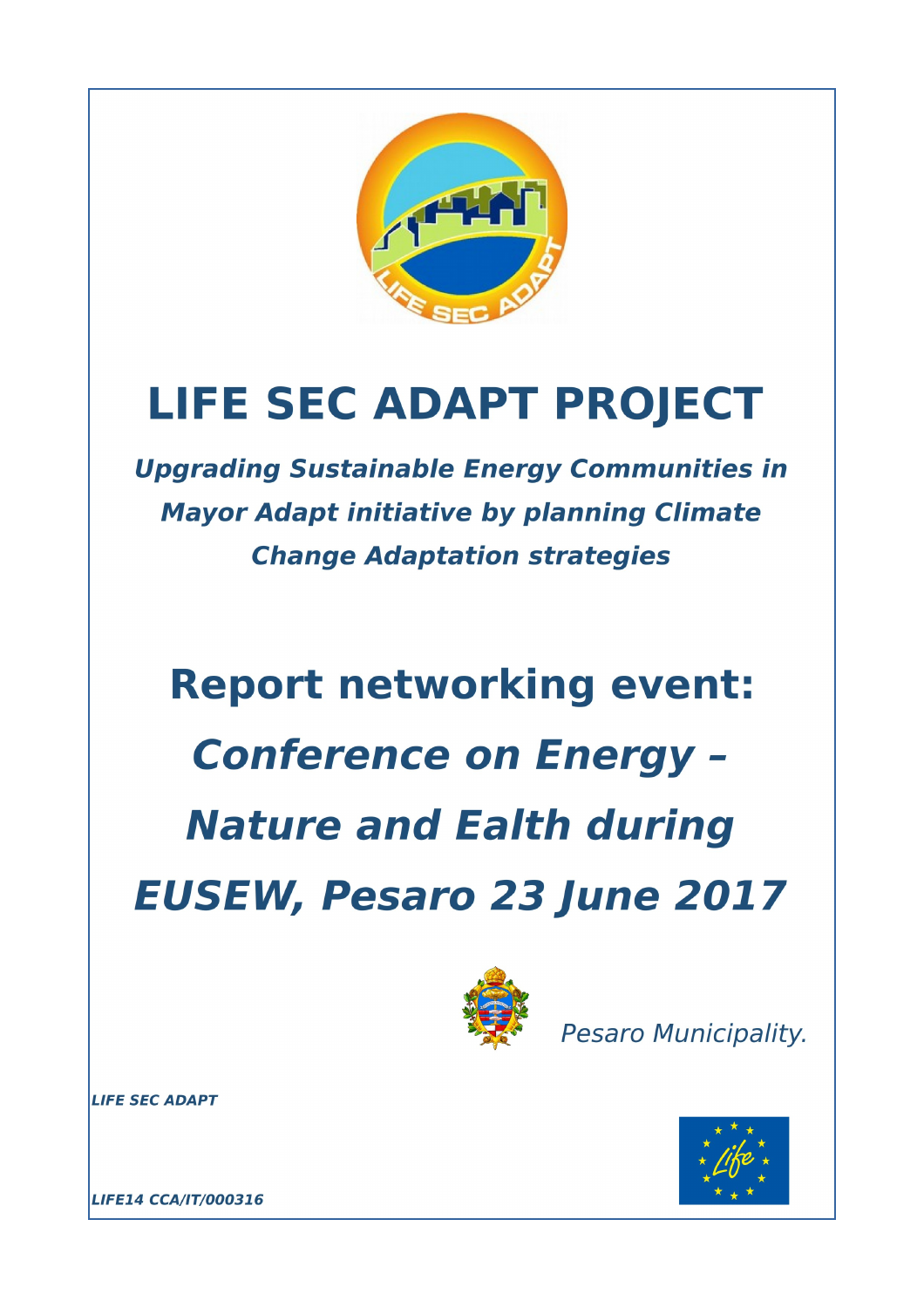# LIFE SEC ADAPT PROJECT

***Upgrading Sustainable Energy Communities in Mayor Adapt initiative by planning Climate Change Adaptation strategies***

# Report networking event:

# *Conference on Energy – Nature and Ealth during EUSEW, Pesaro 23 June 2017*

*Pesaro Municipality.*

***LIFE SEC ADAPT***

***LIFE14 CCA/IT/000316***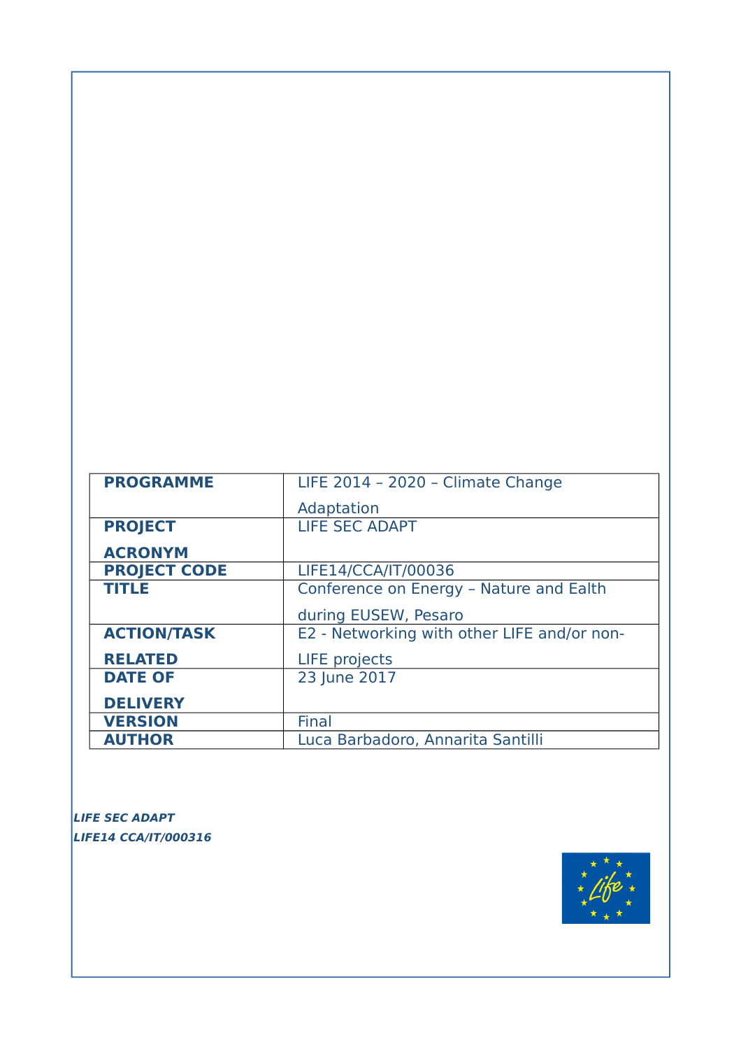| PROGRAMME | LIFE 2014 – 2020 – Climate Change Adaptation |
|---|---|
| PROJECT ACRONYM | LIFE SEC ADAPT |
| PROJECT CODE | LIFE14/CCA/IT/00036 |
| TITLE | Conference on Energy – Nature and Ealth during EUSEW, Pesaro |
| ACTION/TASK RELATED | E2 - Networking with other LIFE and/or non-LIFE projects |
| DATE OF DELIVERY | 23 June 2017 |
| VERSION | Final |
| AUTHOR | Luca Barbadoro, Annarita Santilli |

***LIFE SEC ADAPT***
***LIFE14 CCA/IT/000316***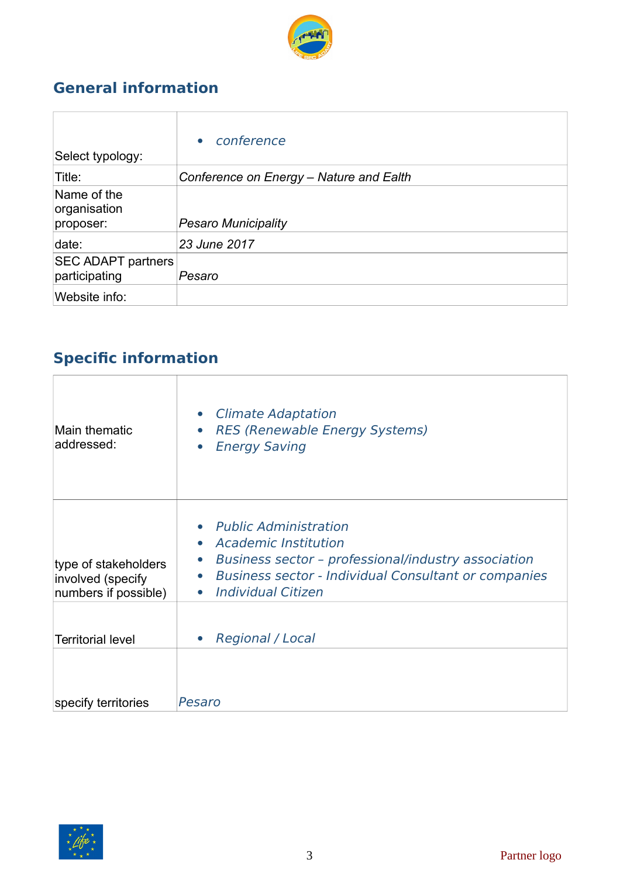## General information

| Select typology: | • *conference* |
|---|---|
| Title: | *Conference on Energy – Nature and Ealth* |
| Name of the organisation proposer: | *Pesaro Municipality* |
| date: | *23 June 2017* |
| SEC ADAPT partners participating | *Pesaro* |
| Website info: | |

## Specific information

| Main thematic addressed: | • *Climate Adaptation*<br>• *RES (Renewable Energy Systems)*<br>• *Energy Saving* |
|---|---|
| type of stakeholders involved (specify numbers if possible) | • *Public Administration*<br>• *Academic Institution*<br>• *Business sector – professional/industry association*<br>• *Business sector - Individual Consultant or companies*<br>• *Individual Citizen* |
| Territorial level | • *Regional / Local* |
| specify territories | *Pesaro* |

Partner logo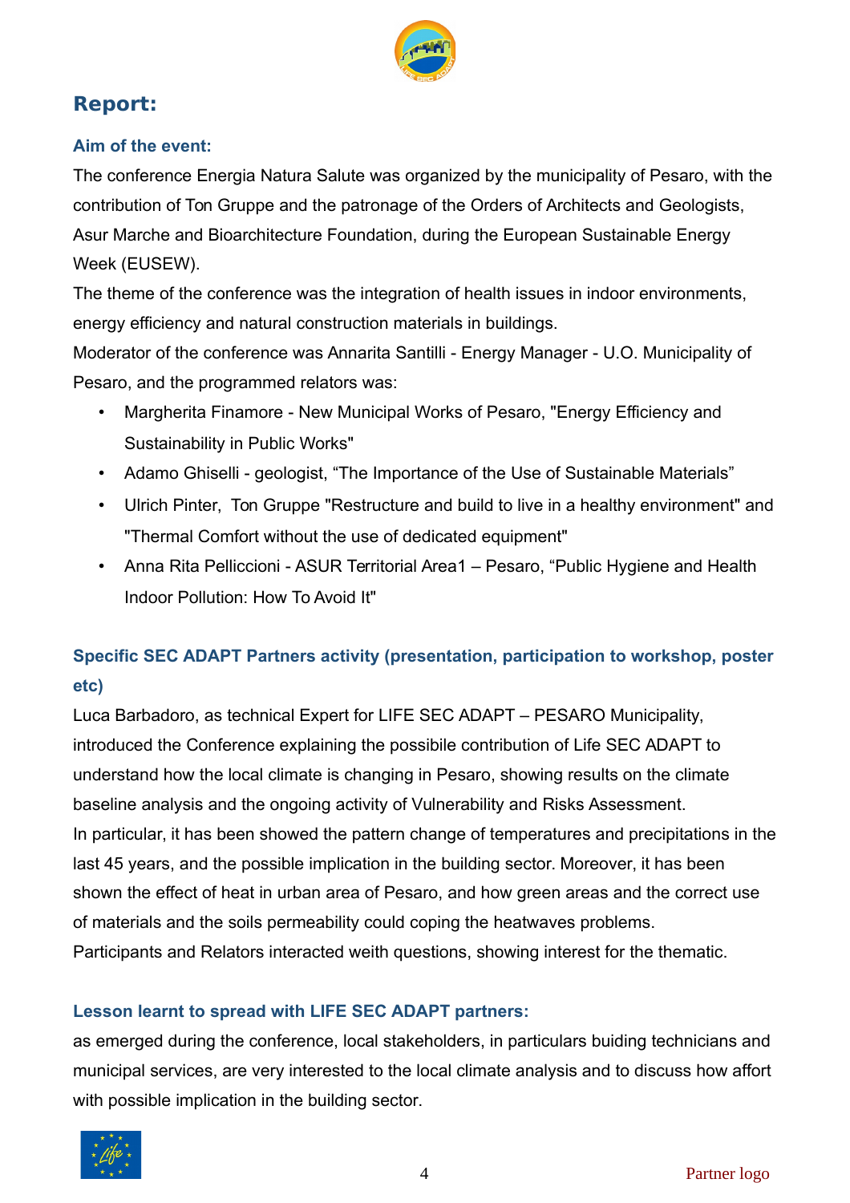## Report:

### Aim of the event:

The conference Energia Natura Salute was organized by the municipality of Pesaro, with the contribution of Ton Gruppe and the patronage of the Orders of Architects and Geologists, Asur Marche and Bioarchitecture Foundation, during the European Sustainable Energy Week (EUSEW).

The theme of the conference was the integration of health issues in indoor environments, energy efficiency and natural construction materials in buildings.

Moderator of the conference was Annarita Santilli - Energy Manager - U.O. Municipality of Pesaro, and the programmed relators was:

- Margherita Finamore - New Municipal Works of Pesaro, "Energy Efficiency and Sustainability in Public Works"
- Adamo Ghiselli - geologist, “The Importance of the Use of Sustainable Materials”
- Ulrich Pinter, Ton Gruppe "Restructure and build to live in a healthy environment" and "Thermal Comfort without the use of dedicated equipment"
- Anna Rita Pelliccioni - ASUR Territorial Area1 – Pesaro, “Public Hygiene and Health Indoor Pollution: How To Avoid It"

### Specific SEC ADAPT Partners activity (presentation, participation to workshop, poster etc)

Luca Barbadoro, as technical Expert for LIFE SEC ADAPT – PESARO Municipality, introduced the Conference explaining the possibile contribution of Life SEC ADAPT to understand how the local climate is changing in Pesaro, showing results on the climate baseline analysis and the ongoing activity of Vulnerability and Risks Assessment.

In particular, it has been showed the pattern change of temperatures and precipitations in the last 45 years, and the possible implication in the building sector. Moreover, it has been shown the effect of heat in urban area of Pesaro, and how green areas and the correct use of materials and the soils permeability could coping the heatwaves problems.

Participants and Relators interacted weith questions, showing interest for the thematic.

### Lesson learnt to spread with LIFE SEC ADAPT partners:

as emerged during the conference, local stakeholders, in particulars buiding technicians and municipal services, are very interested to the local climate analysis and to discuss how affort with possible implication in the building sector.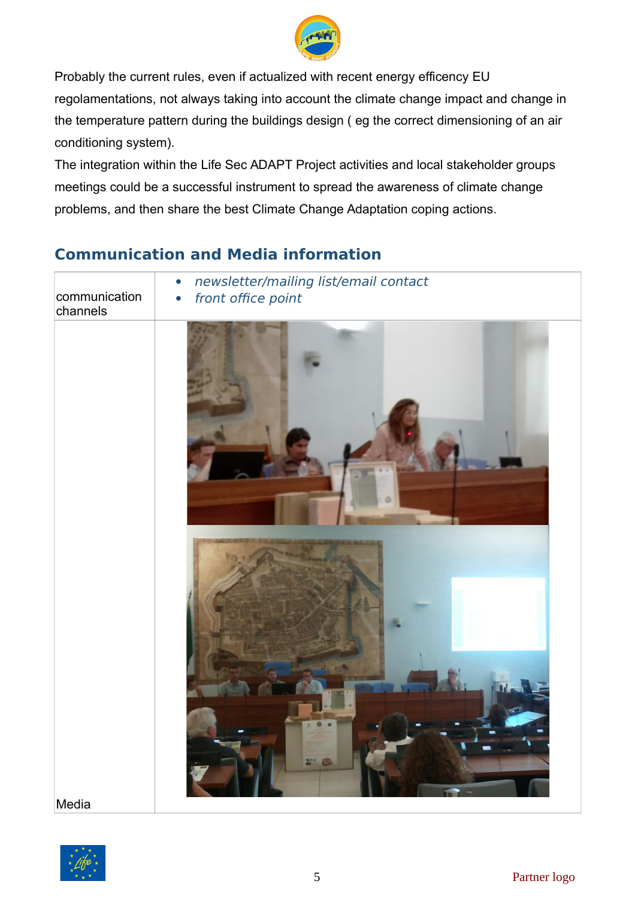Probably the current rules, even if actualized with recent energy efficency EU regolamentations, not always taking into account the climate change impact and change in the temperature pattern during the buildings design ( eg the correct dimensioning of an air conditioning system).

The integration within the Life Sec ADAPT Project activities and local stakeholder groups meetings could be a successful instrument to spread the awareness of climate change problems, and then share the best Climate Change Adaptation coping actions.

## Communication and Media information

| | |
|---|---|
| communication channels | • *newsletter/mailing list/email contact*<br>• *front office point* |
| Media | |